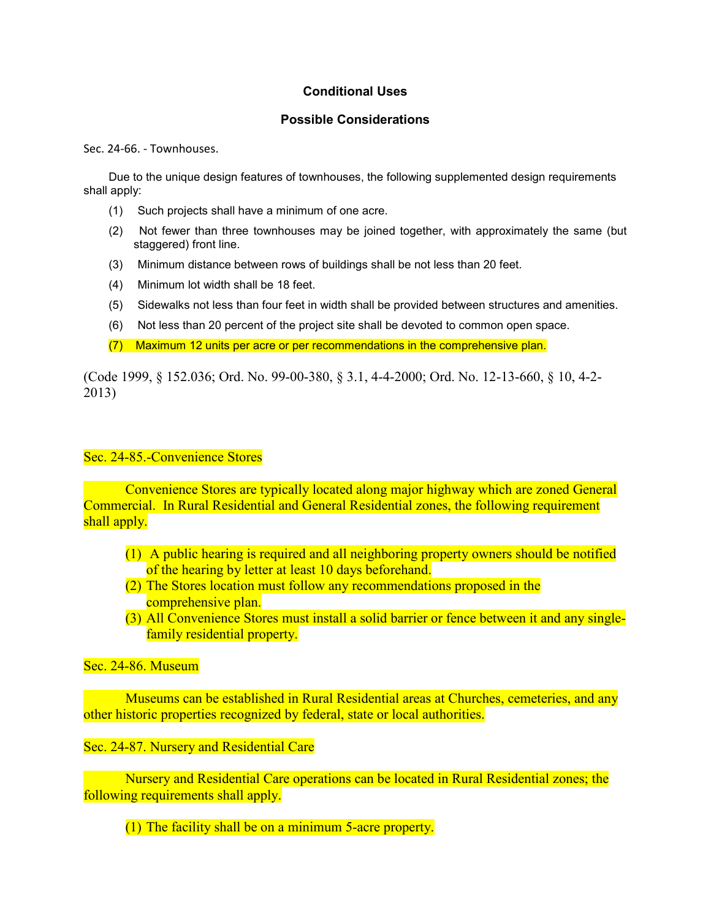## Conditional Uses

## Possible Considerations

### Sec. 24-66. - Townhouses.

Due to the unique design features of townhouses, the following supplemented design requirements shall apply:

(1) Such projects shall have a minimum of one acre.

(2) Not fewer than three townhouses may be joined together, with approximately the same (but staggered) front line.

(3) Minimum distance between rows of buildings shall be not less than 20 feet.

(4) Minimum lot width shall be 18 feet.

(5) Sidewalks not less than four feet in width shall be provided between structures and amenities.

(6) Not less than 20 percent of the project site shall be devoted to common open space.

(7) Maximum 12 units per acre or per recommendations in the comprehensive plan.

(Code 1999, § 152.036; Ord. No. 99-00-380, § 3.1, 4-4-2000; Ord. No. 12-13-660, § 10, 4-2-2013)

### Sec. 24-85.-Convenience Stores

Convenience Stores are typically located along major highway which are zoned General Commercial. In Rural Residential and General Residential zones, the following requirement shall apply.

(1) A public hearing is required and all neighboring property owners should be notified of the hearing by letter at least 10 days beforehand.
(2) The Stores location must follow any recommendations proposed in the comprehensive plan.
(3) All Convenience Stores must install a solid barrier or fence between it and any single-family residential property.

### Sec. 24-86. Museum

Museums can be established in Rural Residential areas at Churches, cemeteries, and any other historic properties recognized by federal, state or local authorities.

### Sec. 24-87. Nursery and Residential Care

Nursery and Residential Care operations can be located in Rural Residential zones; the following requirements shall apply.

(1) The facility shall be on a minimum 5-acre property.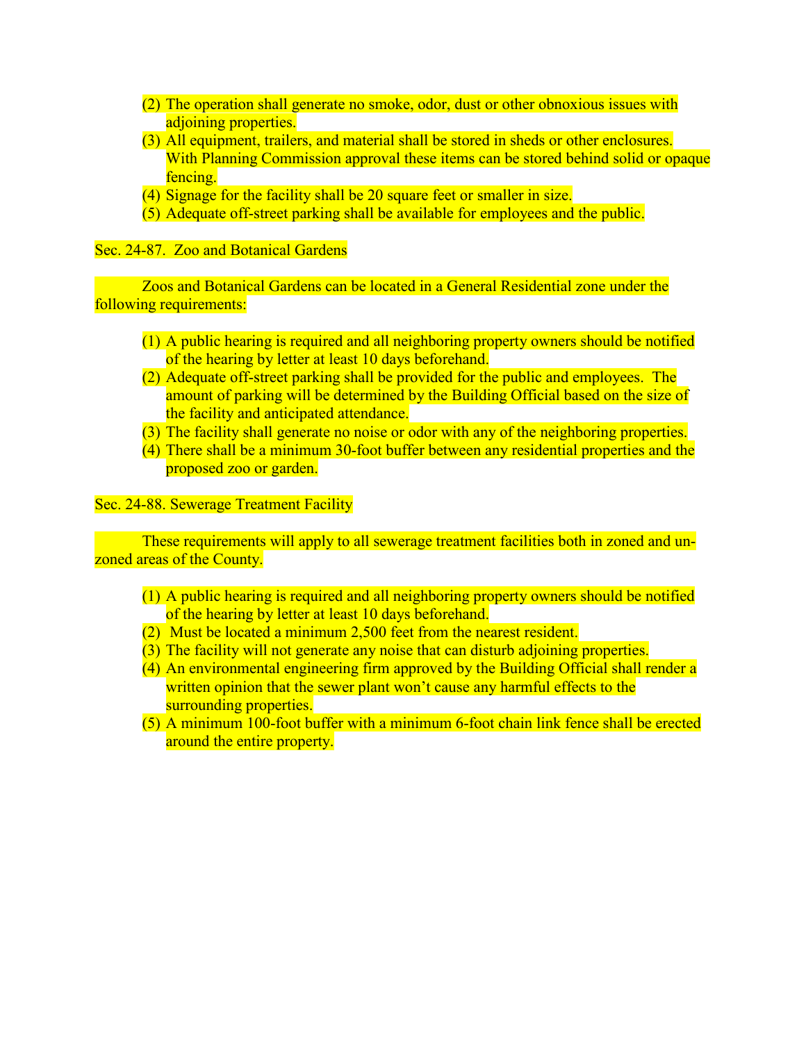(2) The operation shall generate no smoke, odor, dust or other obnoxious issues with adjoining properties.
(3) All equipment, trailers, and material shall be stored in sheds or other enclosures. With Planning Commission approval these items can be stored behind solid or opaque fencing.
(4) Signage for the facility shall be 20 square feet or smaller in size.
(5) Adequate off-street parking shall be available for employees and the public.

## Sec. 24-87. Zoo and Botanical Gardens

Zoos and Botanical Gardens can be located in a General Residential zone under the following requirements:

(1) A public hearing is required and all neighboring property owners should be notified of the hearing by letter at least 10 days beforehand.
(2) Adequate off-street parking shall be provided for the public and employees. The amount of parking will be determined by the Building Official based on the size of the facility and anticipated attendance.
(3) The facility shall generate no noise or odor with any of the neighboring properties.
(4) There shall be a minimum 30-foot buffer between any residential properties and the proposed zoo or garden.

## Sec. 24-88. Sewerage Treatment Facility

These requirements will apply to all sewerage treatment facilities both in zoned and un-zoned areas of the County.

(1) A public hearing is required and all neighboring property owners should be notified of the hearing by letter at least 10 days beforehand.
(2) Must be located a minimum 2,500 feet from the nearest resident.
(3) The facility will not generate any noise that can disturb adjoining properties.
(4) An environmental engineering firm approved by the Building Official shall render a written opinion that the sewer plant won't cause any harmful effects to the surrounding properties.
(5) A minimum 100-foot buffer with a minimum 6-foot chain link fence shall be erected around the entire property.